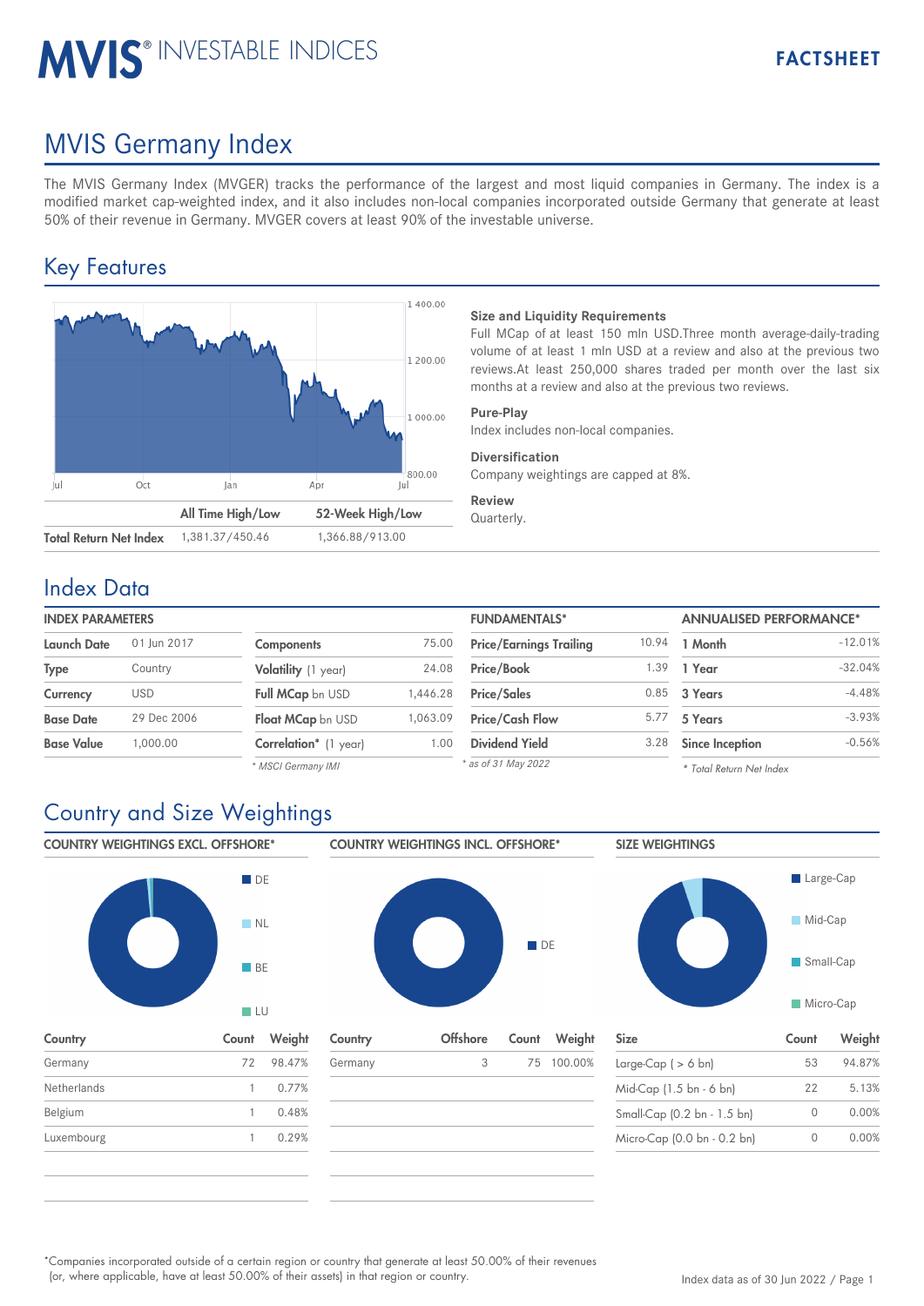# MVIS® INVESTABLE INDICES

FACTSHEET

# MVIS Germany Index

The MVIS Germany Index (MVGER) tracks the performance of the largest and most liquid companies in Germany. The index is a modified market cap-weighted index, and it also includes non-local companies incorporated outside Germany that generate at least 50% of their revenue in Germany. MVGER covers at least 90% of the investable universe.

## Key Features

1 400.00
1 200.00
1 000.00
800.00
Jul
Oct
Jan
Apr
Jul

| | All Time High/Low | 52-Week High/Low |
|---|---|---|
| **Total Return Net Index** | 1,381.37/450.46 | 1,366.88/913.00 |

**Size and Liquidity Requirements**
Full MCap of at least 150 mln USD.Three month average-daily-trading volume of at least 1 mln USD at a review and also at the previous two reviews.At least 250,000 shares traded per month over the last six months at a review and also at the previous two reviews.

**Pure-Play**
Index includes non-local companies.

**Diversification**
Company weightings are capped at 8%.

**Review**
Quarterly.

## Index Data

| INDEX PARAMETERS | |
|---|---|
| **Launch Date** | 01 Jun 2017 |
| **Type** | Country |
| **Currency** | USD |
| **Base Date** | 29 Dec 2006 |
| **Base Value** | 1,000.00 |

| | |
|---|---|
| **Components** | 75.00 |
| **Volatility** (1 year) | 24.08 |
| **Full MCap** bn USD | 1,446.28 |
| **Float MCap** bn USD | 1,063.09 |
| **Correlation*** (1 year) | 1.00 |

*\* MSCI Germany IMI*

| FUNDAMENTALS* | |
|---|---|
| **Price/Earnings Trailing** | 10.94 |
| **Price/Book** | 1.39 |
| **Price/Sales** | 0.85 |
| **Price/Cash Flow** | 5.77 |
| **Dividend Yield** | 3.28 |

*\* as of 31 May 2022*

| ANNUALISED PERFORMANCE* | |
|---|---|
| **1 Month** | -12.01% |
| **1 Year** | -32.04% |
| **3 Years** | -4.48% |
| **5 Years** | -3.93% |
| **Since Inception** | -0.56% |

*\* Total Return Net Index*

## Country and Size Weightings

**COUNTRY WEIGHTINGS EXCL. OFFSHORE***

DE
NL
BE
LU

| Country | Count | Weight |
|---|---|---|
| Germany | 72 | 98.47% |
| Netherlands | 1 | 0.77% |
| Belgium | 1 | 0.48% |
| Luxembourg | 1 | 0.29% |

**COUNTRY WEIGHTINGS INCL. OFFSHORE***

DE

| Country | Offshore | Count | Weight |
|---|---|---|---|
| Germany | 3 | 75 | 100.00% |

**SIZE WEIGHTINGS**

Large-Cap
Mid-Cap
Small-Cap
Micro-Cap

| Size | Count | Weight |
|---|---|---|
| Large-Cap ( > 6 bn) | 53 | 94.87% |
| Mid-Cap (1.5 bn - 6 bn) | 22 | 5.13% |
| Small-Cap (0.2 bn - 1.5 bn) | 0 | 0.00% |
| Micro-Cap (0.0 bn - 0.2 bn) | 0 | 0.00% |

*Companies incorporated outside of a certain region or country that generate at least 50.00% of their revenues (or, where applicable, have at least 50.00% of their assets) in that region or country.

Index data as of 30 Jun 2022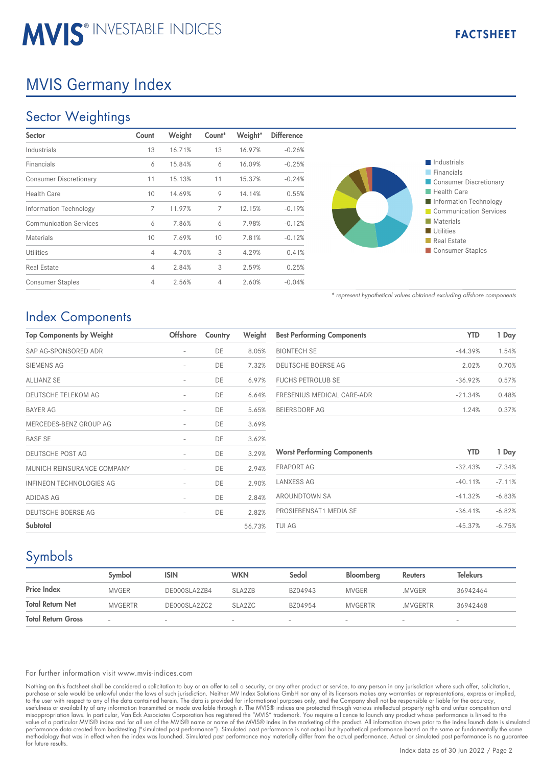# MVIS® INVESTABLE INDICES

FACTSHEET

# MVIS Germany Index

## Sector Weightings

| Sector | Count | Weight | Count* | Weight* | Difference |
|---|---|---|---|---|---|
| Industrials | 13 | 16.71% | 13 | 16.97% | -0.26% |
| Financials | 6 | 15.84% | 6 | 16.09% | -0.25% |
| Consumer Discretionary | 11 | 15.13% | 11 | 15.37% | -0.24% |
| Health Care | 10 | 14.69% | 9 | 14.14% | 0.55% |
| Information Technology | 7 | 11.97% | 7 | 12.15% | -0.19% |
| Communication Services | 6 | 7.86% | 6 | 7.98% | -0.12% |
| Materials | 10 | 7.69% | 10 | 7.81% | -0.12% |
| Utilities | 4 | 4.70% | 3 | 4.29% | 0.41% |
| Real Estate | 4 | 2.84% | 3 | 2.59% | 0.25% |
| Consumer Staples | 4 | 2.56% | 4 | 2.60% | -0.04% |

Industrials
Financials
Consumer Discretionary
Health Care
Information Technology
Communication Services
Materials
Utilities
Real Estate
Consumer Staples

*\* represent hypothetical values obtained excluding offshore components*

## Index Components

| Top Components by Weight | Offshore | Country | Weight |
|---|---|---|---|
| SAP AG-SPONSORED ADR | - | DE | 8.05% |
| SIEMENS AG | - | DE | 7.32% |
| ALLIANZ SE | - | DE | 6.97% |
| DEUTSCHE TELEKOM AG | - | DE | 6.64% |
| BAYER AG | - | DE | 5.65% |
| MERCEDES-BENZ GROUP AG | - | DE | 3.69% |
| BASF SE | - | DE | 3.62% |
| DEUTSCHE POST AG | - | DE | 3.29% |
| MUNICH REINSURANCE COMPANY | - | DE | 2.94% |
| INFINEON TECHNOLOGIES AG | - | DE | 2.90% |
| ADIDAS AG | - | DE | 2.84% |
| DEUTSCHE BOERSE AG | - | DE | 2.82% |
| **Subtotal** | | | 56.73% |

| Best Performing Components | YTD | 1 Day |
|---|---|---|
| BIONTECH SE | -44.39% | 1.54% |
| DEUTSCHE BOERSE AG | 2.02% | 0.70% |
| FUCHS PETROLUB SE | -36.92% | 0.57% |
| FRESENIUS MEDICAL CARE-ADR | -21.34% | 0.48% |
| BEIERSDORF AG | 1.24% | 0.37% |

| Worst Performing Components | YTD | 1 Day |
|---|---|---|
| FRAPORT AG | -32.43% | -7.34% |
| LANXESS AG | -40.11% | -7.11% |
| AROUNDTOWN SA | -41.32% | -6.83% |
| PROSIEBENSAT1 MEDIA SE | -36.41% | -6.82% |
| TUI AG | -45.37% | -6.75% |

## Symbols

| | Symbol | ISIN | WKN | Sedol | Bloomberg | Reuters | Telekurs |
|---|---|---|---|---|---|---|---|
| **Price Index** | MVGER | DE000SLA2ZB4 | SLA2ZB | BZ04943 | MVGER | .MVGER | 36942464 |
| **Total Return Net** | MVGERTR | DE000SLA2ZC2 | SLA2ZC | BZ04954 | MVGERTR | .MVGERTR | 36942468 |
| **Total Return Gross** | - | - | - | - | - | - | - |

For further information visit www.mvis-indices.com

Nothing on this factsheet shall be considered a solicitation to buy or an offer to sell a security, or any other product or service, to any person in any jurisdiction where such offer, solicitation, purchase or sale would be unlawful under the laws of such jurisdiction. Neither MV Index Solutions GmbH nor any of its licensors makes any warranties or representations, express or implied, to the user with respect to any of the data contained herein. The data is provided for informational purposes only, and the Company shall not be responsible or liable for the accuracy, usefulness or availability of any information transmitted or made available through it. The MVIS® indices are protected through various intellectual property rights and unfair competition and misappropriation laws. In particular, Van Eck Associates Corporation has registered the "MVIS" trademark. You require a licence to launch any product whose performance is linked to the value of a particular MVIS® index and for all use of the MVIS® name or name of the MVIS® index in the marketing of the product. All information shown prior to the index launch date is simulated performance data created from backtesting ("simulated past performance"). Simulated past performance is not actual but hypothetical performance based on the same or fundamentally the same methodology that was in effect when the index was launched. Simulated past performance may materially differ from the actual performance. Actual or simulated past performance is no guarantee for future results.

Index data as of 30 Jun 2022